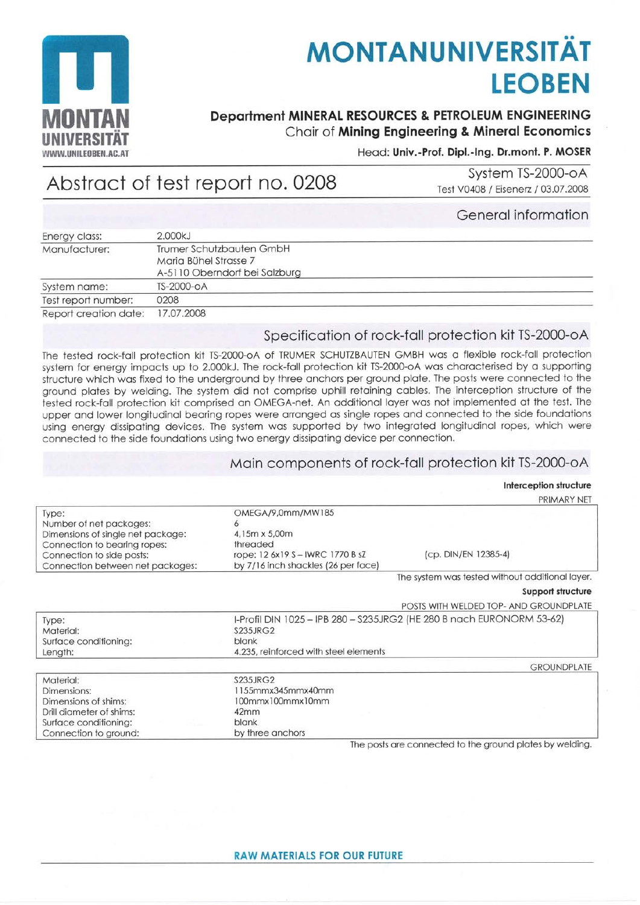# MONTANUNIVERSITÄT LEOBEN

**Department MINERAL RESOURCES & PETROLEUM ENGINEERING**
Chair of **Mining Engineering & Mineral Economics**

Head: **Univ.-Prof. Dipl.-Ing. Dr.mont. P. MOSER**

# Abstract of test report no. 0208

System TS-2000-oA
Test V0408 / Eisenerz / 03.07.2008

## General information

| | |
|---|---|
| Energy class: | 2.000kJ |
| Manufacturer: | Trumer Schutzbauten GmbH<br>Maria Bühel Strasse 7<br>A-5110 Oberndorf bei Salzburg |
| System name: | TS-2000-oA |
| Test report number: | 0208 |
| Report creation date: | 17.07.2008 |

## Specification of rock-fall protection kit TS-2000-oA

The tested rock-fall protection kit TS-2000-oA of TRUMER SCHUTZBAUTEN GMBH was a flexible rock-fall protection system for energy impacts up to 2.000kJ. The rock-fall protection kit TS-2000-oA was characterised by a supporting structure which was fixed to the underground by three anchors per ground plate. The posts were connected to the ground plates by welding. The system did not comprise uphill retaining cables. The interception structure of the tested rock-fall protection kit comprised an OMEGA-net. An additional layer was not implemented at the test. The upper and lower longitudinal bearing ropes were arranged as single ropes and connected to the side foundations using energy dissipating devices. The system was supported by two integrated longitudinal ropes, which were connected to the side foundations using two energy dissipating device per connection.

## Main components of rock-fall protection kit TS-2000-oA

### Interception structure

PRIMARY NET

| | | |
|---|---|---|
| Type: | OMEGA/9,0mm/MW185 | |
| Number of net packages: | 6 | |
| Dimensions of single net package: | 4,15m x 5,00m | |
| Connection to bearing ropes: | threaded | |
| Connection to side posts: | rope: 12 6x19 S – IWRC 1770 B sZ | (cp. DIN/EN 12385-4) |
| Connection between net packages: | by 7/16 inch shackles (26 per face) | |

The system was tested without additional layer.

### Support structure

POSTS WITH WELDED TOP- AND GROUNDPLATE

| | |
|---|---|
| Type: | I-Profil DIN 1025 – IPB 280 – S235JRG2 (HE 280 B nach EURONORM 53-62) |
| Material: | S235JRG2 |
| Surface conditioning: | blank |
| Length: | 4.235, reinforced with steel elements |

GROUNDPLATE

| | |
|---|---|
| Material: | S235JRG2 |
| Dimensions: | 1155mmx345mmx40mm |
| Dimensions of shims: | 100mmx100mmx10mm |
| Drill diameter of shims: | 42mm |
| Surface conditioning: | blank |
| Connection to ground: | by three anchors |

The posts are connected to the ground plates by welding.

**RAW MATERIALS FOR OUR FUTURE**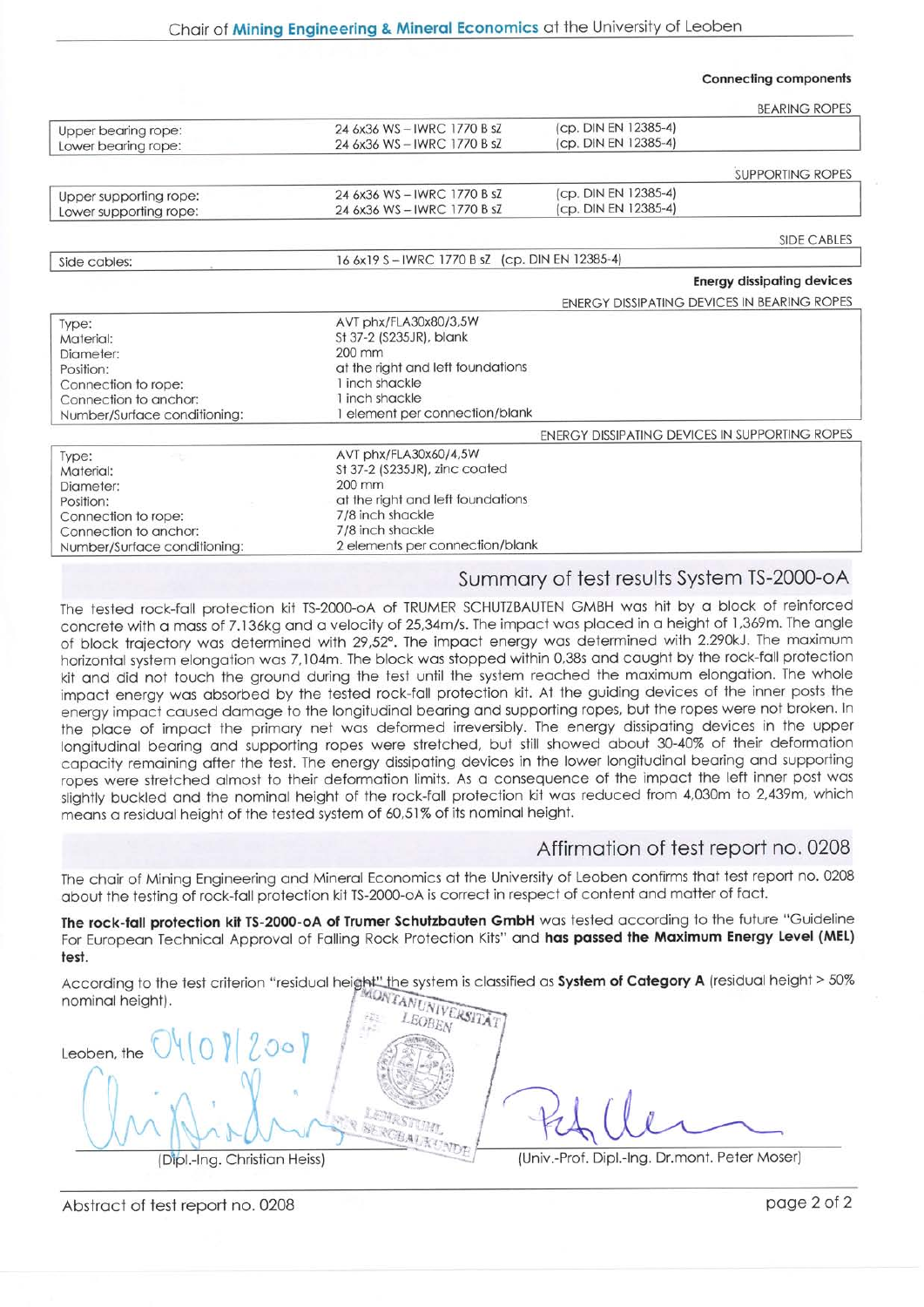**Connecting components**

| BEARING ROPES | | |
|---|---|---|
| Upper bearing rope: | 24 6x36 WS – IWRC 1770 B sZ | (cp. DIN EN 12385-4) |
| Lower bearing rope: | 24 6x36 WS – IWRC 1770 B sZ | (cp. DIN EN 12385-4) |

| SUPPORTING ROPES | | |
|---|---|---|
| Upper supporting rope: | 24 6x36 WS – IWRC 1770 B sZ | (cp. DIN EN 12385-4) |
| Lower supporting rope: | 24 6x36 WS – IWRC 1770 B sZ | (cp. DIN EN 12385-4) |

| SIDE CABLES | |
|---|---|
| Side cables: | 16 6x19 S – IWRC 1770 B sZ (cp. DIN EN 12385-4) |

**Energy dissipating devices**

| ENERGY DISSIPATING DEVICES IN BEARING ROPES | |
|---|---|
| Type: | AVT phx/FLA30x80/3,5W |
| Material: | St 37-2 (S235JR), blank |
| Diameter: | 200 mm |
| Position: | at the right and left foundations |
| Connection to rope: | 1 inch shackle |
| Connection to anchor: | 1 inch shackle |
| Number/Surface conditioning: | 1 element per connection/blank |

| ENERGY DISSIPATING DEVICES IN SUPPORTING ROPES | |
|---|---|
| Type: | AVT phx/FLA30x60/4,5W |
| Material: | St 37-2 (S235JR), zinc coated |
| Diameter: | 200 mm |
| Position: | at the right and left foundations |
| Connection to rope: | 7/8 inch shackle |
| Connection to anchor: | 7/8 inch shackle |
| Number/Surface conditioning: | 2 elements per connection/blank |

## Summary of test results System TS-2000-oA

The tested rock-fall protection kit TS-2000-oA of TRUMER SCHUTZBAUTEN GMBH was hit by a block of reinforced concrete with a mass of 7.136kg and a velocity of 25,34m/s. The impact was placed in a height of 1,369m. The angle of block trajectory was determined with 29,52°. The impact energy was determined with 2.290kJ. The maximum horizontal system elongation was 7,104m. The block was stopped within 0,38s and caught by the rock-fall protection kit and did not touch the ground during the test until the system reached the maximum elongation. The whole impact energy was absorbed by the tested rock-fall protection kit. At the guiding devices of the inner posts the energy impact caused damage to the longitudinal bearing and supporting ropes, but the ropes were not broken. In the place of impact the primary net was deformed irreversibly. The energy dissipating devices in the upper longitudinal bearing and supporting ropes were stretched, but still showed about 30-40% of their deformation capacity remaining after the test. The energy dissipating devices in the lower longitudinal bearing and supporting ropes were stretched almost to their deformation limits. As a consequence of the impact the left inner post was slightly buckled and the nominal height of the rock-fall protection kit was reduced from 4,030m to 2,439m, which means a residual height of the tested system of 60,51% of its nominal height.

## Affirmation of test report no. 0208

The chair of Mining Engineering and Mineral Economics at the University of Leoben confirms that test report no. 0208 about the testing of rock-fall protection kit TS-2000-oA is correct in respect of content and matter of fact.

**The rock-fall protection kit TS-2000-oA of Trumer Schutzbauten GmbH** was tested according to the future "Guideline For European Technical Approval of Falling Rock Protection Kits" and **has passed the Maximum Energy Level (MEL) test.**

According to the test criterion "residual height" the system is classified as **System of Category A** (residual height > 50% nominal height).

Leoben, the 04/08/2007

(Dipl.-Ing. Christian Heiss)

(Univ.-Prof. Dipl.-Ing. Dr.mont. Peter Moser)

Abstract of test report no. 0208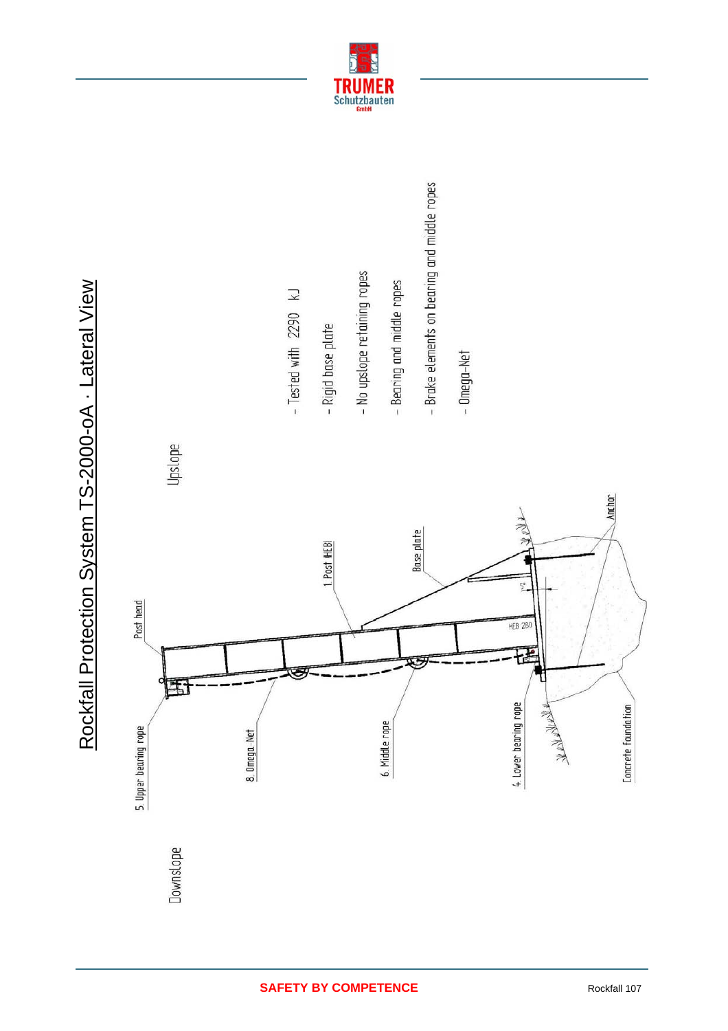# Rockfall Protection System TS-2000-oA · Lateral View

Downslope

Upslope

5. Upper bearing rope

Post head

8. Omega-Net

1. Post (HEB)

6. Middle rope

Base plate

HEB 280

5°

4. Lower bearing rope

Anchor

Concrete foundation

- Tested with 2290 kJ
- Rigid base plate
- No upslope retaining ropes
- Bearing and middle ropes
- Brake elements on bearing and middle ropes
- Omega-Net

**SAFETY BY COMPETENCE**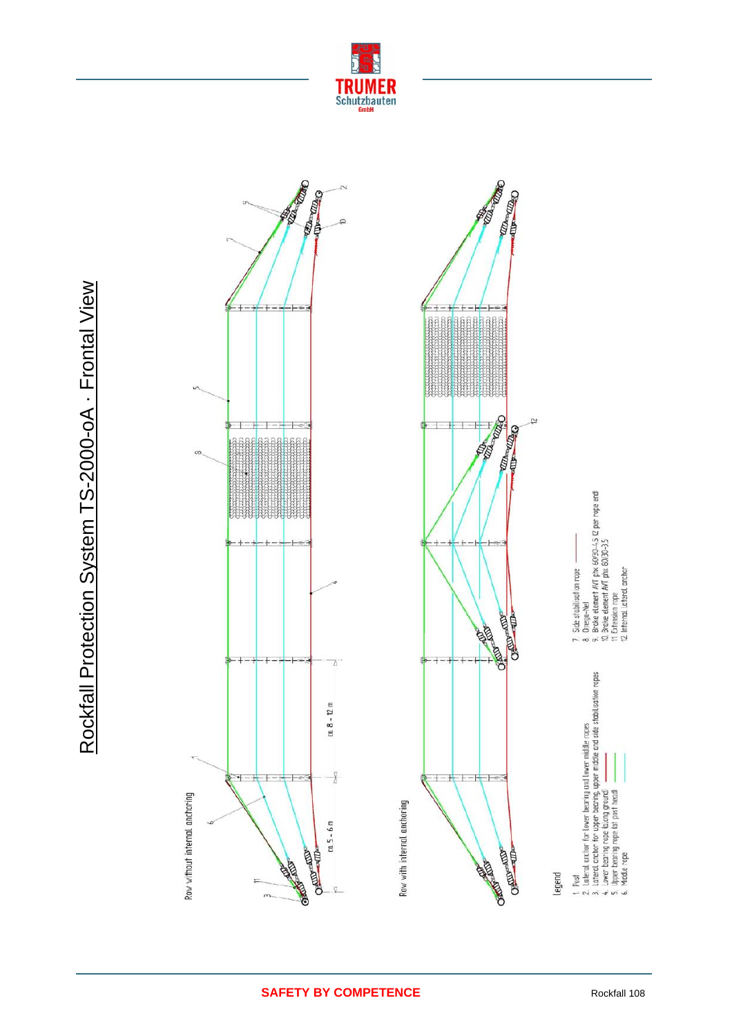# Rockfall Protection System TS-2000-oA · Frontal View

Row without internal anchoring

ca. 5 - 6 m

ca. 8 - 12 m

Row with internal anchoring

Legend

1. Post
2. Lateral anchor for lower bearing and lower middle ropes
3. Lateral anchor for upper bearing, upper middle and side stabilisation ropes
4. Lower bearing rope (along ground)
5. Upper bearing rope (at post head)
6. Middle rope
7. Side stabilisation rope
8. Omega-Net
9. Brake element AVT plx 60/30-4.5 (2 per rope end)
10. Brake element AVT plx 60/30-3.5
11. Extension rope
12. Internal lateral anchor

SAFETY BY COMPETENCE